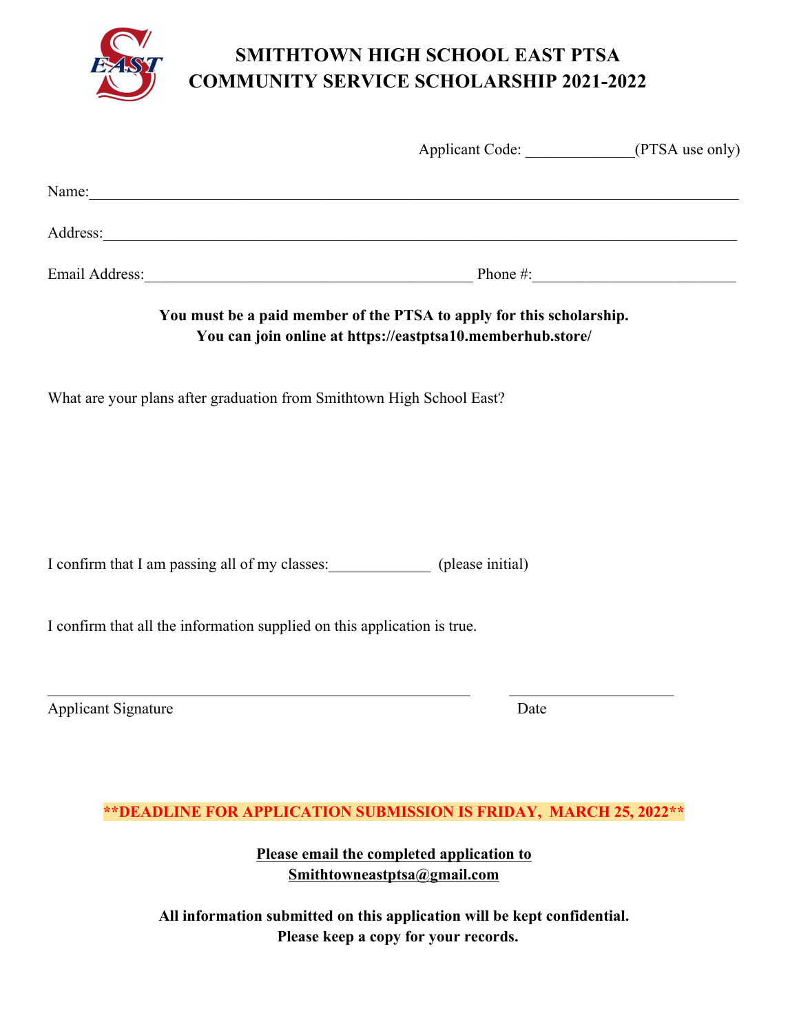# SMITHTOWN HIGH SCHOOL EAST PTSA
# COMMUNITY SERVICE SCHOLARSHIP 2021-2022

Applicant Code: ______________(PTSA use only)

Name:_______________________________________________________________________________

Address:_____________________________________________________________________________

Email Address:___________________________________________ Phone #:__________________________

**You must be a paid member of the PTSA to apply for this scholarship.**
**You can join online at https://eastptsa10.memberhub.store/**

What are your plans after graduation from Smithtown High School East?

I confirm that I am passing all of my classes:_____________ (please initial)

I confirm that all the information supplied on this application is true.

_______________________________________________________ _____________________

Applicant Signature Date

****DEADLINE FOR APPLICATION SUBMISSION IS FRIDAY, MARCH 25, 2022****

**Please email the completed application to**
**Smithtowneastptsa@gmail.com**

**All information submitted on this application will be kept confidential.**
**Please keep a copy for your records.**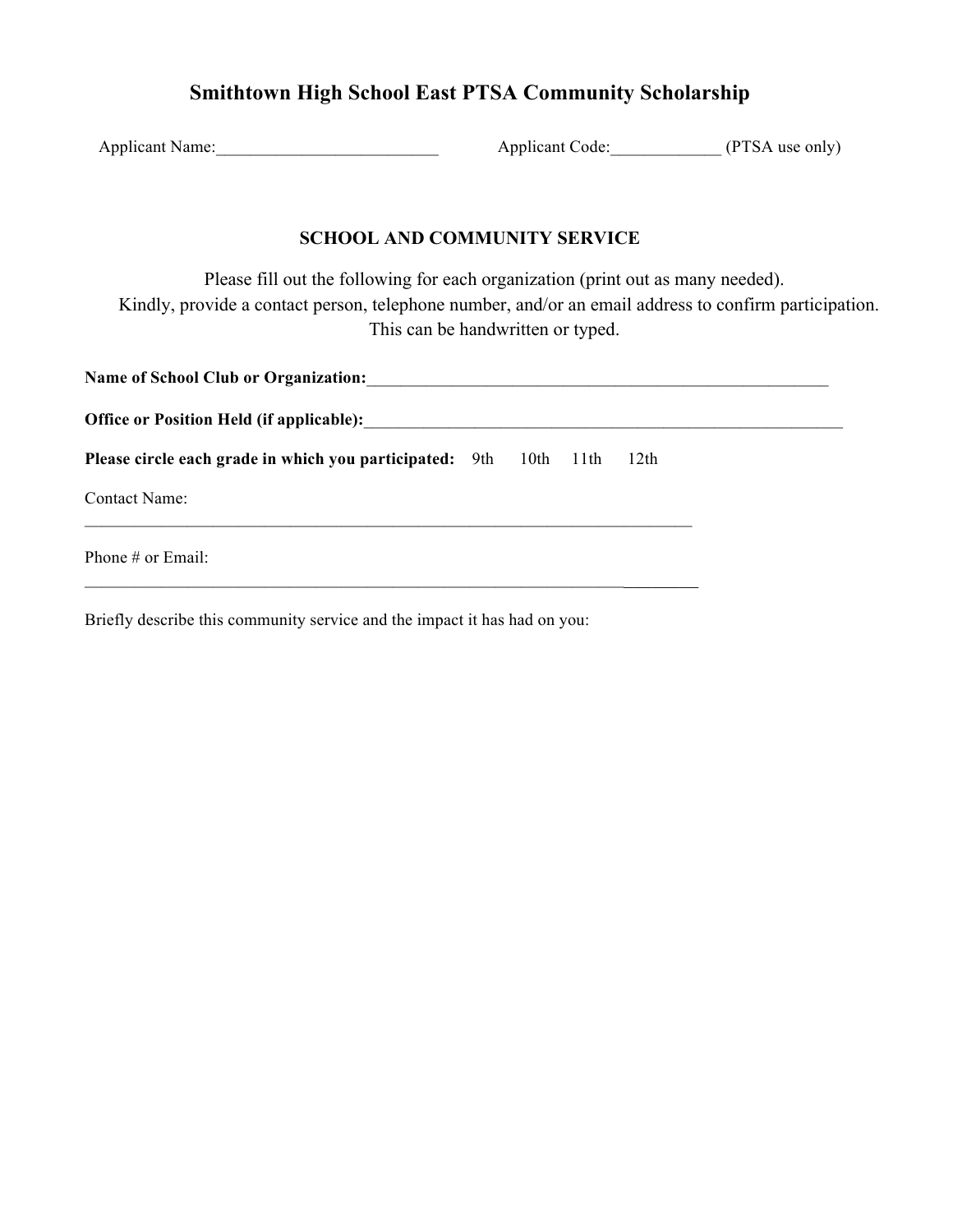# Smithtown High School East PTSA Community Scholarship

Applicant Name:__________________________ Applicant Code:_____________ (PTSA use only)

## SCHOOL AND COMMUNITY SERVICE

Please fill out the following for each organization (print out as many needed).
Kindly, provide a contact person, telephone number, and/or an email address to confirm participation.
This can be handwritten or typed.

**Name of School Club or Organization:**________________________________________________________

**Office or Position Held (if applicable):**__________________________________________________________

**Please circle each grade in which you participated:** 9th 10th 11th 12th

Contact Name:
___________________________________________________________________________

Phone # or Email:
___________________________________________________________________________

Briefly describe this community service and the impact it has had on you: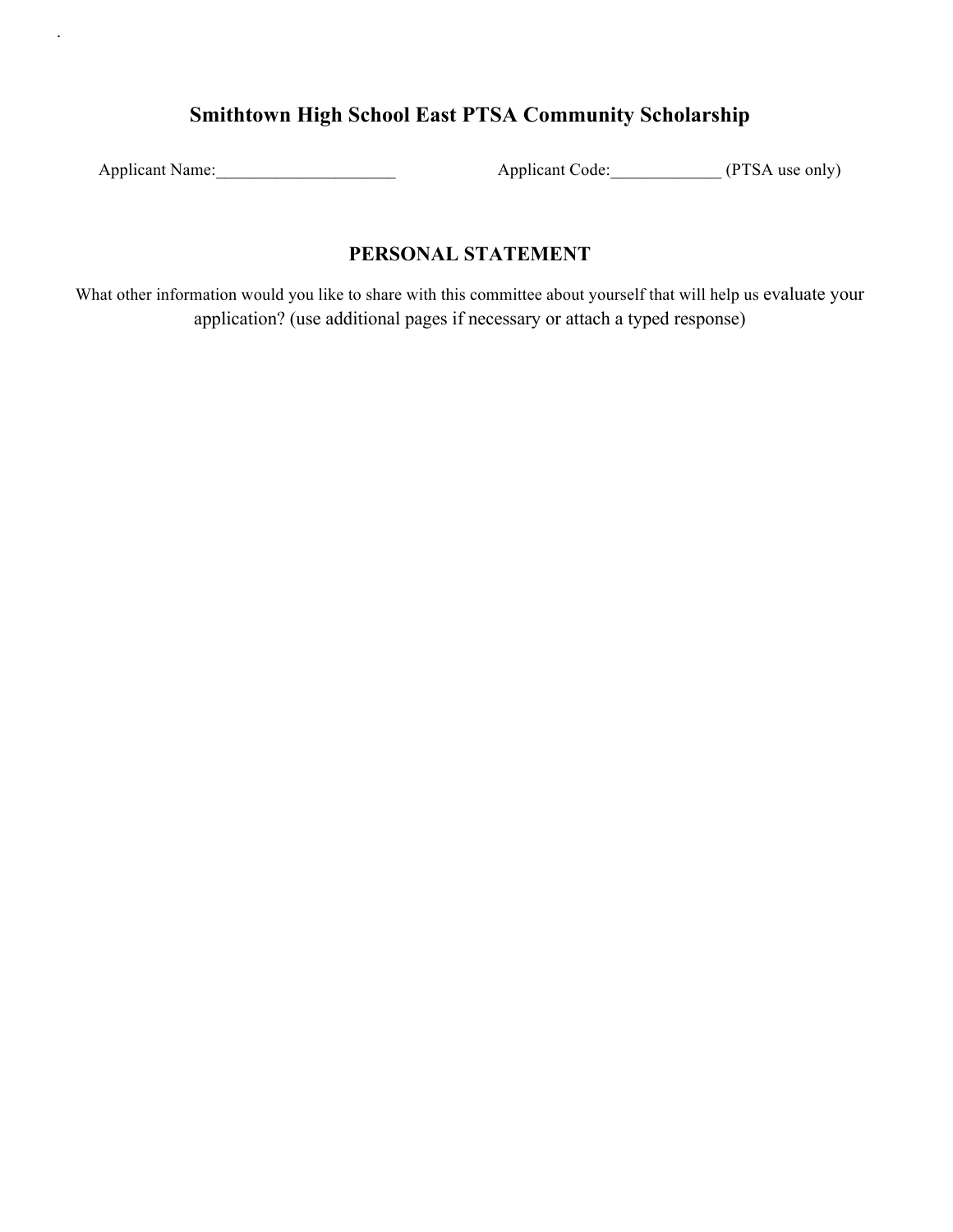## Smithtown High School East PTSA Community Scholarship

Applicant Name:______________________ Applicant Code:_____________ (PTSA use only)

### PERSONAL STATEMENT

What other information would you like to share with this committee about yourself that will help us evaluate your application? (use additional pages if necessary or attach a typed response)